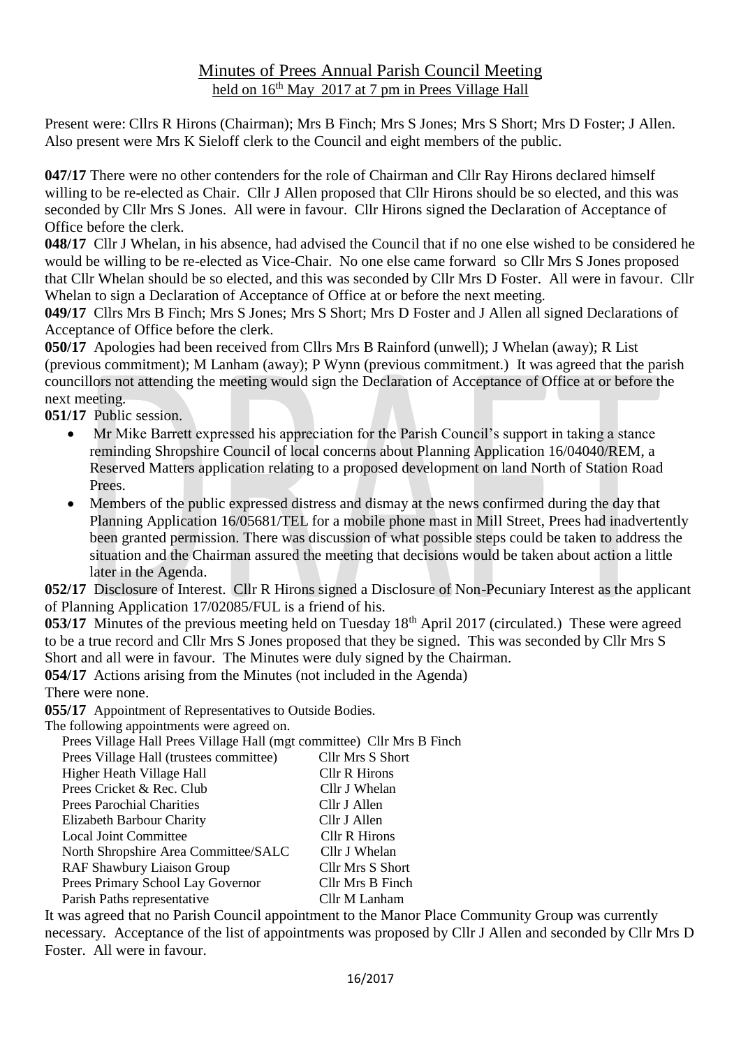# Minutes of Prees Annual Parish Council Meeting

## held on 16th May 2017 at 7 pm in Prees Village Hall

Present were: Cllrs R Hirons (Chairman); Mrs B Finch; Mrs S Jones; Mrs S Short; Mrs D Foster; J Allen. Also present were Mrs K Sieloff clerk to the Council and eight members of the public.

**047/17** There were no other contenders for the role of Chairman and Cllr Ray Hirons declared himself willing to be re-elected as Chair. Cllr J Allen proposed that Cllr Hirons should be so elected, and this was seconded by Cllr Mrs S Jones. All were in favour. Cllr Hirons signed the Declaration of Acceptance of Office before the clerk.

**048/17** Cllr J Whelan, in his absence, had advised the Council that if no one else wished to be considered he would be willing to be re-elected as Vice-Chair. No one else came forward so Cllr Mrs S Jones proposed that Cllr Whelan should be so elected, and this was seconded by Cllr Mrs D Foster. All were in favour. Cllr Whelan to sign a Declaration of Acceptance of Office at or before the next meeting.

**049/17** Cllrs Mrs B Finch; Mrs S Jones; Mrs S Short; Mrs D Foster and J Allen all signed Declarations of Acceptance of Office before the clerk.

**050/17** Apologies had been received from Cllrs Mrs B Rainford (unwell); J Whelan (away); R List (previous commitment); M Lanham (away); P Wynn (previous commitment.) It was agreed that the parish councillors not attending the meeting would sign the Declaration of Acceptance of Office at or before the next meeting.

**051/17** Public session.

- Mr Mike Barrett expressed his appreciation for the Parish Council's support in taking a stance reminding Shropshire Council of local concerns about Planning Application 16/04040/REM, a Reserved Matters application relating to a proposed development on land North of Station Road Prees.
- Members of the public expressed distress and dismay at the news confirmed during the day that Planning Application 16/05681/TEL for a mobile phone mast in Mill Street, Prees had inadvertently been granted permission. There was discussion of what possible steps could be taken to address the situation and the Chairman assured the meeting that decisions would be taken about action a little later in the Agenda.

**052/17** Disclosure of Interest. Cllr R Hirons signed a Disclosure of Non-Pecuniary Interest as the applicant of Planning Application 17/02085/FUL is a friend of his.

**053/17** Minutes of the previous meeting held on Tuesday 18th April 2017 (circulated.) These were agreed to be a true record and Cllr Mrs S Jones proposed that they be signed. This was seconded by Cllr Mrs S Short and all were in favour. The Minutes were duly signed by the Chairman.

**054/17** Actions arising from the Minutes (not included in the Agenda)

There were none.

**055/17** Appointment of Representatives to Outside Bodies.

The following appointments were agreed on.

| | |
|---|---|
| Prees Village Hall Prees Village Hall (mgt committee) | Cllr Mrs B Finch |
| Prees Village Hall (trustees committee) | Cllr Mrs S Short |
| Higher Heath Village Hall | Cllr R Hirons |
| Prees Cricket & Rec. Club | Cllr J Whelan |
| Prees Parochial Charities | Cllr J Allen |
| Elizabeth Barbour Charity | Cllr J Allen |
| Local Joint Committee | Cllr R Hirons |
| North Shropshire Area Committee/SALC | Cllr J Whelan |
| RAF Shawbury Liaison Group | Cllr Mrs S Short |
| Prees Primary School Lay Governor | Cllr Mrs B Finch |
| Parish Paths representative | Cllr M Lanham |

It was agreed that no Parish Council appointment to the Manor Place Community Group was currently necessary. Acceptance of the list of appointments was proposed by Cllr J Allen and seconded by Cllr Mrs D Foster. All were in favour.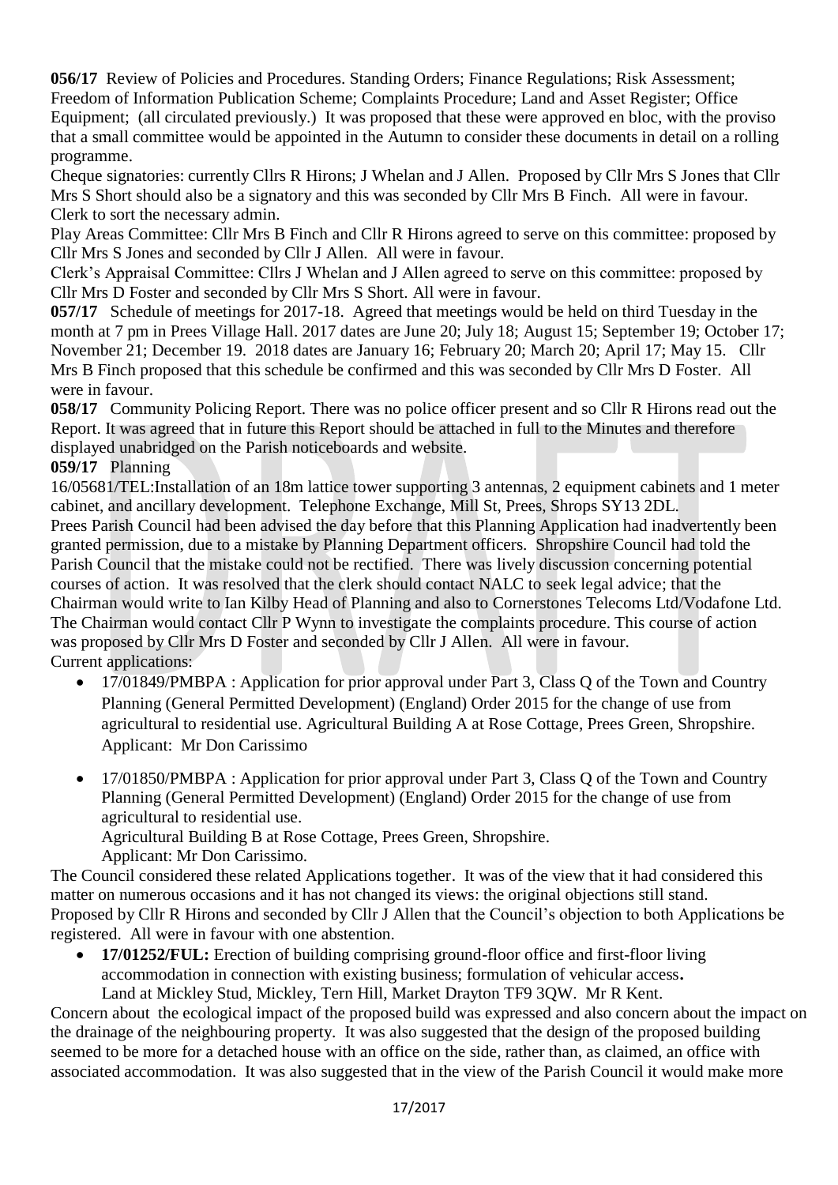**056/17** Review of Policies and Procedures. Standing Orders; Finance Regulations; Risk Assessment; Freedom of Information Publication Scheme; Complaints Procedure; Land and Asset Register; Office Equipment; (all circulated previously.) It was proposed that these were approved en bloc, with the proviso that a small committee would be appointed in the Autumn to consider these documents in detail on a rolling programme.

Cheque signatories: currently Cllrs R Hirons; J Whelan and J Allen. Proposed by Cllr Mrs S Jones that Cllr Mrs S Short should also be a signatory and this was seconded by Cllr Mrs B Finch. All were in favour. Clerk to sort the necessary admin.

Play Areas Committee: Cllr Mrs B Finch and Cllr R Hirons agreed to serve on this committee: proposed by Cllr Mrs S Jones and seconded by Cllr J Allen. All were in favour.

Clerk's Appraisal Committee: Cllrs J Whelan and J Allen agreed to serve on this committee: proposed by Cllr Mrs D Foster and seconded by Cllr Mrs S Short. All were in favour.

**057/17** Schedule of meetings for 2017-18. Agreed that meetings would be held on third Tuesday in the month at 7 pm in Prees Village Hall. 2017 dates are June 20; July 18; August 15; September 19; October 17; November 21; December 19. 2018 dates are January 16; February 20; March 20; April 17; May 15. Cllr Mrs B Finch proposed that this schedule be confirmed and this was seconded by Cllr Mrs D Foster. All were in favour.

**058/17** Community Policing Report. There was no police officer present and so Cllr R Hirons read out the Report. It was agreed that in future this Report should be attached in full to the Minutes and therefore displayed unabridged on the Parish noticeboards and website.

**059/17** Planning

16/05681/TEL:Installation of an 18m lattice tower supporting 3 antennas, 2 equipment cabinets and 1 meter cabinet, and ancillary development. Telephone Exchange, Mill St, Prees, Shrops SY13 2DL.

Prees Parish Council had been advised the day before that this Planning Application had inadvertently been granted permission, due to a mistake by Planning Department officers. Shropshire Council had told the Parish Council that the mistake could not be rectified. There was lively discussion concerning potential courses of action. It was resolved that the clerk should contact NALC to seek legal advice; that the Chairman would write to Ian Kilby Head of Planning and also to Cornerstones Telecoms Ltd/Vodafone Ltd. The Chairman would contact Cllr P Wynn to investigate the complaints procedure. This course of action was proposed by Cllr Mrs D Foster and seconded by Cllr J Allen. All were in favour.

Current applications:

- 17/01849/PMBPA : Application for prior approval under Part 3, Class Q of the Town and Country Planning (General Permitted Development) (England) Order 2015 for the change of use from agricultural to residential use. Agricultural Building A at Rose Cottage, Prees Green, Shropshire. Applicant: Mr Don Carissimo

- 17/01850/PMBPA : Application for prior approval under Part 3, Class Q of the Town and Country Planning (General Permitted Development) (England) Order 2015 for the change of use from agricultural to residential use.
  Agricultural Building B at Rose Cottage, Prees Green, Shropshire.
  Applicant: Mr Don Carissimo.

The Council considered these related Applications together. It was of the view that it had considered this matter on numerous occasions and it has not changed its views: the original objections still stand. Proposed by Cllr R Hirons and seconded by Cllr J Allen that the Council's objection to both Applications be registered. All were in favour with one abstention.

- **17/01252/FUL:** Erection of building comprising ground-floor office and first-floor living accommodation in connection with existing business; formulation of vehicular access**.**
  Land at Mickley Stud, Mickley, Tern Hill, Market Drayton TF9 3QW. Mr R Kent.

Concern about the ecological impact of the proposed build was expressed and also concern about the impact on the drainage of the neighbouring property. It was also suggested that the design of the proposed building seemed to be more for a detached house with an office on the side, rather than, as claimed, an office with associated accommodation. It was also suggested that in the view of the Parish Council it would make more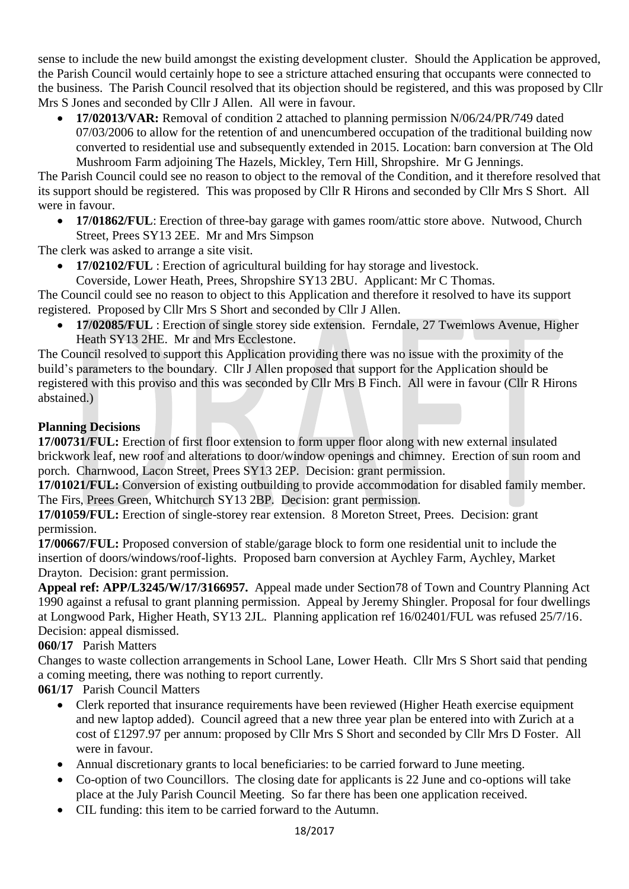sense to include the new build amongst the existing development cluster. Should the Application be approved, the Parish Council would certainly hope to see a stricture attached ensuring that occupants were connected to the business. The Parish Council resolved that its objection should be registered, and this was proposed by Cllr Mrs S Jones and seconded by Cllr J Allen. All were in favour.

- **17/02013/VAR:** Removal of condition 2 attached to planning permission N/06/24/PR/749 dated 07/03/2006 to allow for the retention of and unencumbered occupation of the traditional building now converted to residential use and subsequently extended in 2015. Location: barn conversion at The Old Mushroom Farm adjoining The Hazels, Mickley, Tern Hill, Shropshire. Mr G Jennings.

The Parish Council could see no reason to object to the removal of the Condition, and it therefore resolved that its support should be registered. This was proposed by Cllr R Hirons and seconded by Cllr Mrs S Short. All were in favour.

- **17/01862/FUL**: Erection of three-bay garage with games room/attic store above. Nutwood, Church Street, Prees SY13 2EE. Mr and Mrs Simpson

The clerk was asked to arrange a site visit.

- **17/02102/FUL** : Erection of agricultural building for hay storage and livestock. Coverside, Lower Heath, Prees, Shropshire SY13 2BU. Applicant: Mr C Thomas.

The Council could see no reason to object to this Application and therefore it resolved to have its support registered. Proposed by Cllr Mrs S Short and seconded by Cllr J Allen.

- **17/02085/FUL** : Erection of single storey side extension. Ferndale, 27 Twemlows Avenue, Higher Heath SY13 2HE. Mr and Mrs Ecclestone.

The Council resolved to support this Application providing there was no issue with the proximity of the build's parameters to the boundary. Cllr J Allen proposed that support for the Application should be registered with this proviso and this was seconded by Cllr Mrs B Finch. All were in favour (Cllr R Hirons abstained.)

**Planning Decisions**

**17/00731/FUL:** Erection of first floor extension to form upper floor along with new external insulated brickwork leaf, new roof and alterations to door/window openings and chimney. Erection of sun room and porch. Charnwood, Lacon Street, Prees SY13 2EP. Decision: grant permission.

**17/01021/FUL:** Conversion of existing outbuilding to provide accommodation for disabled family member. The Firs, Prees Green, Whitchurch SY13 2BP. Decision: grant permission.

**17/01059/FUL:** Erection of single-storey rear extension. 8 Moreton Street, Prees. Decision: grant permission.

**17/00667/FUL:** Proposed conversion of stable/garage block to form one residential unit to include the insertion of doors/windows/roof-lights. Proposed barn conversion at Aychley Farm, Aychley, Market Drayton. Decision: grant permission.

**Appeal ref: APP/L3245/W/17/3166957.** Appeal made under Section78 of Town and Country Planning Act 1990 against a refusal to grant planning permission. Appeal by Jeremy Shingler. Proposal for four dwellings at Longwood Park, Higher Heath, SY13 2JL. Planning application ref 16/02401/FUL was refused 25/7/16. Decision: appeal dismissed.

**060/17** Parish Matters

Changes to waste collection arrangements in School Lane, Lower Heath. Cllr Mrs S Short said that pending a coming meeting, there was nothing to report currently.

**061/17** Parish Council Matters

- Clerk reported that insurance requirements have been reviewed (Higher Heath exercise equipment and new laptop added). Council agreed that a new three year plan be entered into with Zurich at a cost of £1297.97 per annum: proposed by Cllr Mrs S Short and seconded by Cllr Mrs D Foster. All were in favour.
- Annual discretionary grants to local beneficiaries: to be carried forward to June meeting.
- Co-option of two Councillors. The closing date for applicants is 22 June and co-options will take place at the July Parish Council Meeting. So far there has been one application received.
- CIL funding: this item to be carried forward to the Autumn.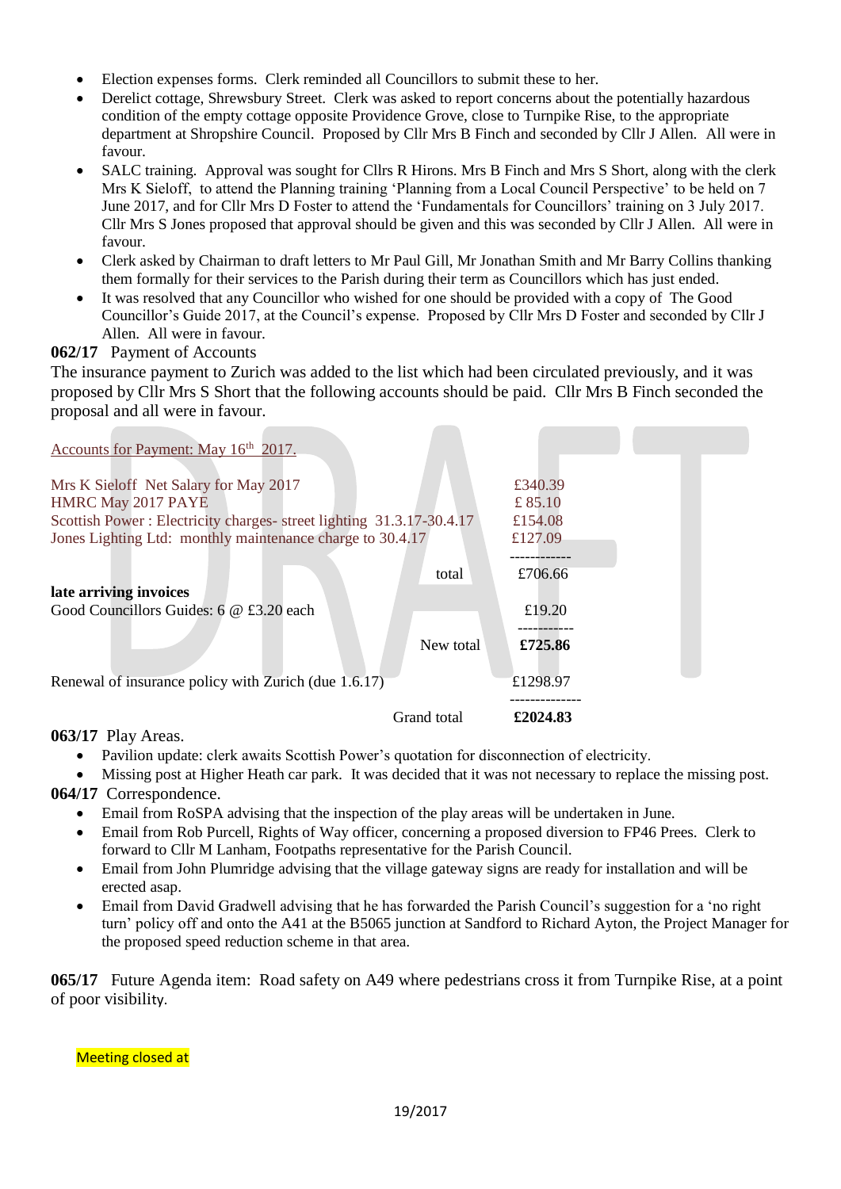- Election expenses forms. Clerk reminded all Councillors to submit these to her.
- Derelict cottage, Shrewsbury Street. Clerk was asked to report concerns about the potentially hazardous condition of the empty cottage opposite Providence Grove, close to Turnpike Rise, to the appropriate department at Shropshire Council. Proposed by Cllr Mrs B Finch and seconded by Cllr J Allen. All were in favour.
- SALC training. Approval was sought for Cllrs R Hirons. Mrs B Finch and Mrs S Short, along with the clerk Mrs K Sieloff, to attend the Planning training 'Planning from a Local Council Perspective' to be held on 7 June 2017, and for Cllr Mrs D Foster to attend the 'Fundamentals for Councillors' training on 3 July 2017. Cllr Mrs S Jones proposed that approval should be given and this was seconded by Cllr J Allen. All were in favour.
- Clerk asked by Chairman to draft letters to Mr Paul Gill, Mr Jonathan Smith and Mr Barry Collins thanking them formally for their services to the Parish during their term as Councillors which has just ended.
- It was resolved that any Councillor who wished for one should be provided with a copy of The Good Councillor's Guide 2017, at the Council's expense. Proposed by Cllr Mrs D Foster and seconded by Cllr J Allen. All were in favour.

**062/17** Payment of Accounts

The insurance payment to Zurich was added to the list which had been circulated previously, and it was proposed by Cllr Mrs S Short that the following accounts should be paid. Cllr Mrs B Finch seconded the proposal and all were in favour.

Accounts for Payment: May 16th 2017.

| | | |
|---|---|---|
| Mrs K Sieloff Net Salary for May 2017 | | £340.39 |
| HMRC May 2017 PAYE | | £ 85.10 |
| Scottish Power : Electricity charges- street lighting 31.3.17-30.4.17 | | £154.08 |
| Jones Lighting Ltd: monthly maintenance charge to 30.4.17 | | £127.09 |
| | total | £706.66 |
| **late arriving invoices** | | |
| Good Councillors Guides: 6 @ £3.20 each | | £19.20 |
| | New total | **£725.86** |
| Renewal of insurance policy with Zurich (due 1.6.17) | | £1298.97 |
| | Grand total | **£2024.83** |

**063/17** Play Areas.

- Pavilion update: clerk awaits Scottish Power's quotation for disconnection of electricity.
- Missing post at Higher Heath car park. It was decided that it was not necessary to replace the missing post.

**064/17** Correspondence.

- Email from RoSPA advising that the inspection of the play areas will be undertaken in June.
- Email from Rob Purcell, Rights of Way officer, concerning a proposed diversion to FP46 Prees. Clerk to forward to Cllr M Lanham, Footpaths representative for the Parish Council.
- Email from John Plumridge advising that the village gateway signs are ready for installation and will be erected asap.
- Email from David Gradwell advising that he has forwarded the Parish Council's suggestion for a 'no right turn' policy off and onto the A41 at the B5065 junction at Sandford to Richard Ayton, the Project Manager for the proposed speed reduction scheme in that area.

**065/17** Future Agenda item: Road safety on A49 where pedestrians cross it from Turnpike Rise, at a point of poor visibility.

Meeting closed at

19/2017